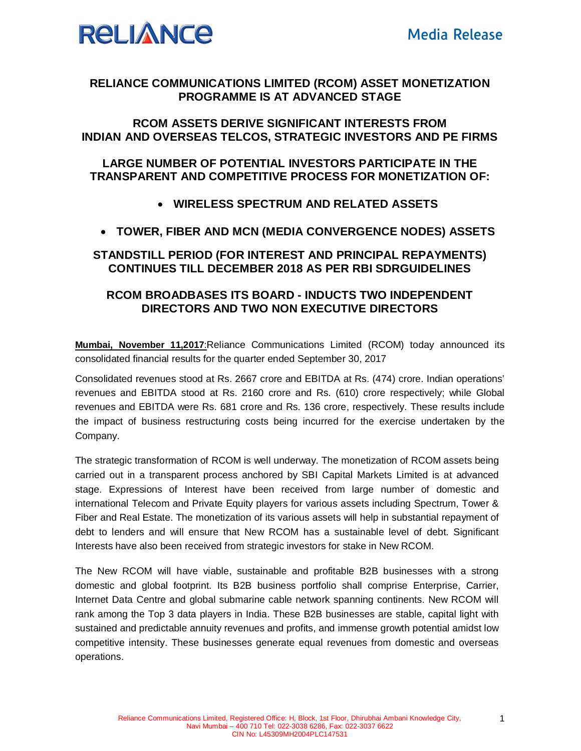# RELIANCE COMMUNICATIONS LIMITED (RCOM) ASSET MONETIZATION PROGRAMME IS AT ADVANCED STAGE

## RCOM ASSETS DERIVE SIGNIFICANT INTERESTS FROM INDIAN AND OVERSEAS TELCOS, STRATEGIC INVESTORS AND PE FIRMS

## LARGE NUMBER OF POTENTIAL INVESTORS PARTICIPATE IN THE TRANSPARENT AND COMPETITIVE PROCESS FOR MONETIZATION OF:

- **WIRELESS SPECTRUM AND RELATED ASSETS**
- **TOWER, FIBER AND MCN (MEDIA CONVERGENCE NODES) ASSETS**

## STANDSTILL PERIOD (FOR INTEREST AND PRINCIPAL REPAYMENTS) CONTINUES TILL DECEMBER 2018 AS PER RBI SDRGUIDELINES

## RCOM BROADBASES ITS BOARD - INDUCTS TWO INDEPENDENT DIRECTORS AND TWO NON EXECUTIVE DIRECTORS

**Mumbai, November 11,2017**:Reliance Communications Limited (RCOM) today announced its consolidated financial results for the quarter ended September 30, 2017

Consolidated revenues stood at Rs. 2667 crore and EBITDA at Rs. (474) crore. Indian operations' revenues and EBITDA stood at Rs. 2160 crore and Rs. (610) crore respectively; while Global revenues and EBITDA were Rs. 681 crore and Rs. 136 crore, respectively. These results include the impact of business restructuring costs being incurred for the exercise undertaken by the Company.

The strategic transformation of RCOM is well underway. The monetization of RCOM assets being carried out in a transparent process anchored by SBI Capital Markets Limited is at advanced stage. Expressions of Interest have been received from large number of domestic and international Telecom and Private Equity players for various assets including Spectrum, Tower & Fiber and Real Estate. The monetization of its various assets will help in substantial repayment of debt to lenders and will ensure that New RCOM has a sustainable level of debt. Significant Interests have also been received from strategic investors for stake in New RCOM.

The New RCOM will have viable, sustainable and profitable B2B businesses with a strong domestic and global footprint. Its B2B business portfolio shall comprise Enterprise, Carrier, Internet Data Centre and global submarine cable network spanning continents. New RCOM will rank among the Top 3 data players in India. These B2B businesses are stable, capital light with sustained and predictable annuity revenues and profits, and immense growth potential amidst low competitive intensity. These businesses generate equal revenues from domestic and overseas operations.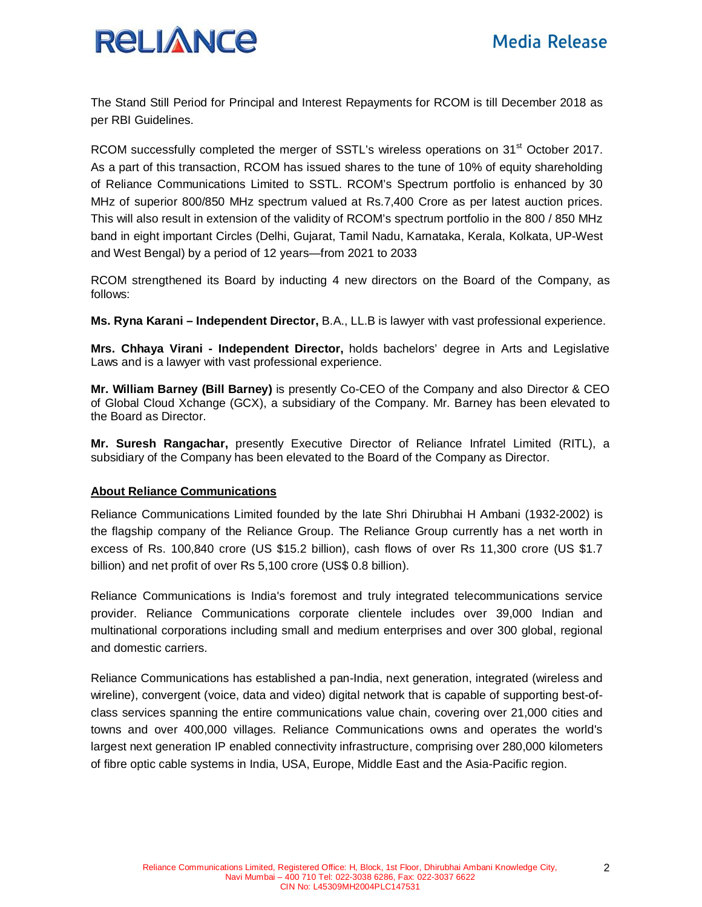The Stand Still Period for Principal and Interest Repayments for RCOM is till December 2018 as per RBI Guidelines.

RCOM successfully completed the merger of SSTL's wireless operations on 31st October 2017. As a part of this transaction, RCOM has issued shares to the tune of 10% of equity shareholding of Reliance Communications Limited to SSTL. RCOM's Spectrum portfolio is enhanced by 30 MHz of superior 800/850 MHz spectrum valued at Rs.7,400 Crore as per latest auction prices. This will also result in extension of the validity of RCOM's spectrum portfolio in the 800 / 850 MHz band in eight important Circles (Delhi, Gujarat, Tamil Nadu, Karnataka, Kerala, Kolkata, UP-West and West Bengal) by a period of 12 years—from 2021 to 2033

RCOM strengthened its Board by inducting 4 new directors on the Board of the Company, as follows:

**Ms. Ryna Karani – Independent Director,** B.A., LL.B is lawyer with vast professional experience.

**Mrs. Chhaya Virani - Independent Director,** holds bachelors' degree in Arts and Legislative Laws and is a lawyer with vast professional experience.

**Mr. William Barney (Bill Barney)** is presently Co-CEO of the Company and also Director & CEO of Global Cloud Xchange (GCX), a subsidiary of the Company. Mr. Barney has been elevated to the Board as Director.

**Mr. Suresh Rangachar,** presently Executive Director of Reliance Infratel Limited (RITL), a subsidiary of the Company has been elevated to the Board of the Company as Director.

**About Reliance Communications**

Reliance Communications Limited founded by the late Shri Dhirubhai H Ambani (1932-2002) is the flagship company of the Reliance Group. The Reliance Group currently has a net worth in excess of Rs. 100,840 crore (US $15.2 billion), cash flows of over Rs 11,300 crore (US $1.7 billion) and net profit of over Rs 5,100 crore (US$ 0.8 billion).

Reliance Communications is India's foremost and truly integrated telecommunications service provider. Reliance Communications corporate clientele includes over 39,000 Indian and multinational corporations including small and medium enterprises and over 300 global, regional and domestic carriers.

Reliance Communications has established a pan-India, next generation, integrated (wireless and wireline), convergent (voice, data and video) digital network that is capable of supporting best-of-class services spanning the entire communications value chain, covering over 21,000 cities and towns and over 400,000 villages. Reliance Communications owns and operates the world's largest next generation IP enabled connectivity infrastructure, comprising over 280,000 kilometers of fibre optic cable systems in India, USA, Europe, Middle East and the Asia-Pacific region.

Reliance Communications Limited, Registered Office: H, Block, 1st Floor, Dhirubhai Ambani Knowledge City, Navi Mumbai – 400 710 Tel: 022-3038 6286, Fax: 022-3037 6622
CIN No: L45309MH2004PLC147531